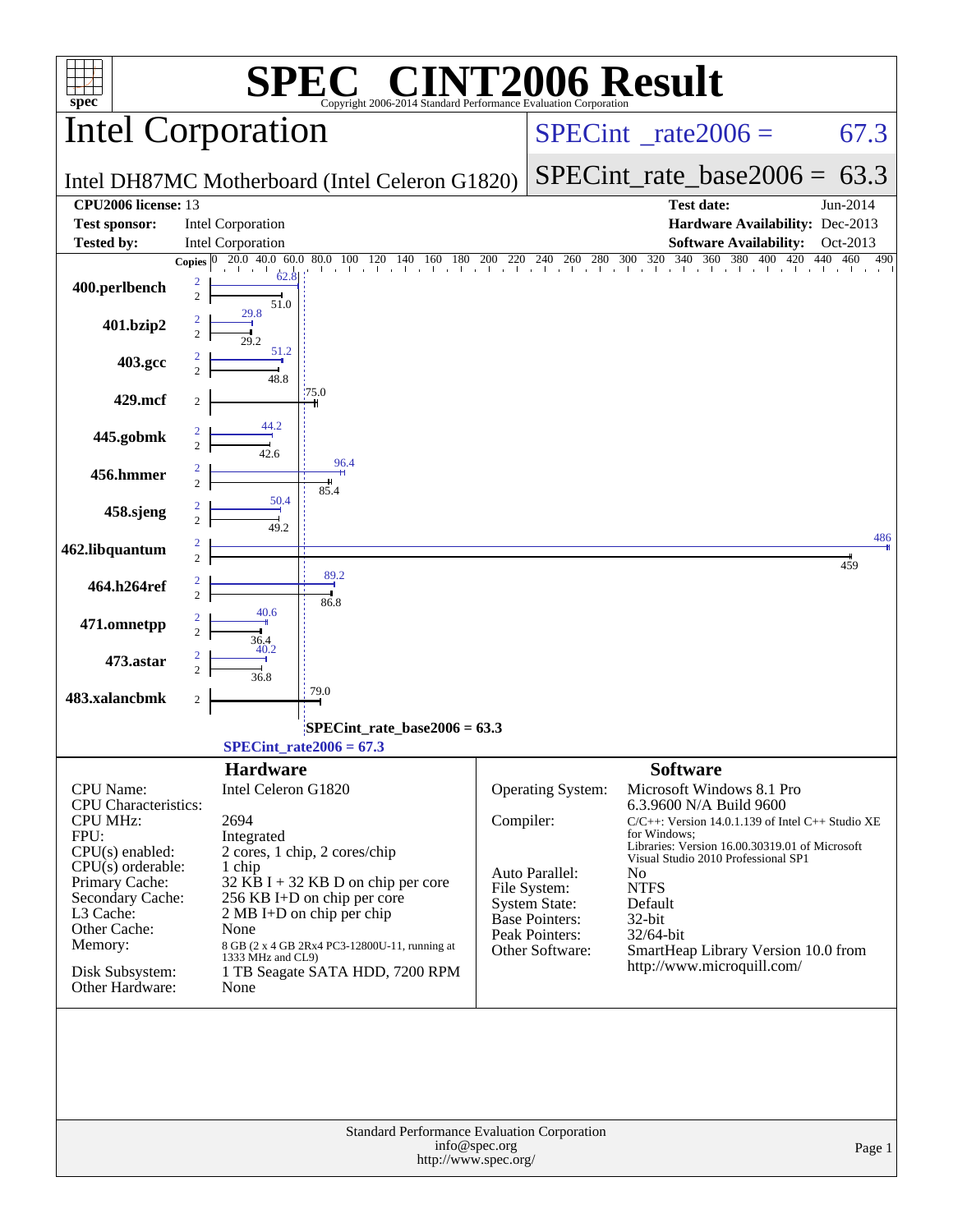# SPEC CINT2006 Result

Copyright 2006-2014 Standard Performance Evaluation Corporation

## Intel Corporation

**SPECint_rate2006 = 67.3**

Intel DH87MC Motherboard (Intel Celeron G1820)

**SPECint_rate_base2006 = 63.3**

| | | | |
|---|---|---|---|
| **CPU2006 license:** | 13 | **Test date:** | Jun-2014 |
| **Test sponsor:** | Intel Corporation | **Hardware Availability:** | Dec-2013 |
| **Tested by:** | Intel Corporation | **Software Availability:** | Oct-2013 |

| Benchmark | Copies (peak) | Peak | Copies (base) | Base |
|---|---|---|---|---|
| 400.perlbench | 2 | 62.8 | 2 | 51.0 |
| 401.bzip2 | 2 | 29.8 | 2 | 29.2 |
| 403.gcc | 2 | 51.2 | 2 | 48.8 |
| 429.mcf | | | 2 | 75.0 |
| 445.gobmk | 2 | 44.2 | 2 | 42.6 |
| 456.hmmer | 2 | 96.4 | 2 | 85.4 |
| 458.sjeng | 2 | 50.4 | 2 | 49.2 |
| 462.libquantum | 2 | 486 | 2 | 459 |
| 464.h264ref | 2 | 89.2 | 2 | 86.8 |
| 471.omnetpp | 2 | 40.6 | 2 | 36.4 |
| 473.astar | 2 | 40.2 | 2 | 36.8 |
| 483.xalancbmk | | | 2 | 79.0 |

SPECint_rate_base2006 = 63.3

SPECint_rate2006 = 67.3

### Hardware

| | |
|---|---|
| CPU Name: | Intel Celeron G1820 |
| CPU Characteristics: | |
| CPU MHz: | 2694 |
| FPU: | Integrated |
| CPU(s) enabled: | 2 cores, 1 chip, 2 cores/chip |
| CPU(s) orderable: | 1 chip |
| Primary Cache: | 32 KB I + 32 KB D on chip per core |
| Secondary Cache: | 256 KB I+D on chip per core |
| L3 Cache: | 2 MB I+D on chip per chip |
| Other Cache: | None |
| Memory: | 8 GB (2 x 4 GB 2Rx4 PC3-12800U-11, running at 1333 MHz and CL9) |
| Disk Subsystem: | 1 TB Seagate SATA HDD, 7200 RPM |
| Other Hardware: | None |

### Software

| | |
|---|---|
| Operating System: | Microsoft Windows 8.1 Pro 6.3.9600 N/A Build 9600 |
| Compiler: | C/C++: Version 14.0.1.139 of Intel C++ Studio XE for Windows; Libraries: Version 16.00.30319.01 of Microsoft Visual Studio 2010 Professional SP1 |
| Auto Parallel: | No |
| File System: | NTFS |
| System State: | Default |
| Base Pointers: | 32-bit |
| Peak Pointers: | 32/64-bit |
| Other Software: | SmartHeap Library Version 10.0 from http://www.microquill.com/ |

Standard Performance Evaluation Corporation
info@spec.org
http://www.spec.org/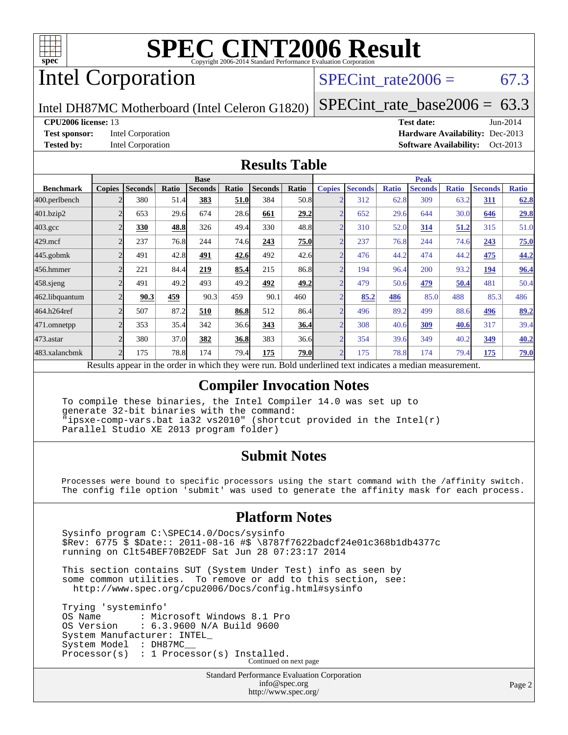# SPEC CINT2006 Result

Copyright 2006-2014 Standard Performance Evaluation Corporation

# Intel Corporation

Intel DH87MC Motherboard (Intel Celeron G1820)

SPECint_rate2006 = 67.3

SPECint_rate_base2006 = 63.3

**CPU2006 license:** 13
**Test sponsor:** Intel Corporation
**Tested by:** Intel Corporation

**Test date:** Jun-2014
**Hardware Availability:** Dec-2013
**Software Availability:** Oct-2013

## Results Table

| | Base | | | | | | | Peak | | | | | | |
|---|---|---|---|---|---|---|---|---|---|---|---|---|---|---|
| **Benchmark** | **Copies** | **Seconds** | **Ratio** | **Seconds** | **Ratio** | **Seconds** | **Ratio** | **Copies** | **Seconds** | **Ratio** | **Seconds** | **Ratio** | **Seconds** | **Ratio** |
| 400.perlbench | 2 | 380 | 51.4 | **383** | **51.0** | 384 | 50.8 | 2 | 312 | 62.8 | 309 | 63.2 | **311** | **62.8** |
| 401.bzip2 | 2 | 653 | 29.6 | 674 | 28.6 | **661** | **29.2** | 2 | 652 | 29.6 | 644 | 30.0 | **646** | **29.8** |
| 403.gcc | 2 | **330** | **48.8** | 326 | 49.4 | 330 | 48.8 | 2 | 310 | 52.0 | **314** | **51.2** | 315 | 51.0 |
| 429.mcf | 2 | 237 | 76.8 | 244 | 74.6 | **243** | **75.0** | 2 | 237 | 76.8 | 244 | 74.6 | **243** | **75.0** |
| 445.gobmk | 2 | 491 | 42.8 | **491** | **42.6** | 492 | 42.6 | 2 | 476 | 44.2 | 474 | 44.2 | **475** | **44.2** |
| 456.hmmer | 2 | 221 | 84.4 | **219** | **85.4** | 215 | 86.8 | 2 | 194 | 96.4 | 200 | 93.2 | **194** | **96.4** |
| 458.sjeng | 2 | 491 | 49.2 | 493 | 49.2 | **492** | **49.2** | 2 | 479 | 50.6 | **479** | **50.4** | 481 | 50.4 |
| 462.libquantum | 2 | **90.3** | **459** | 90.3 | 459 | 90.1 | 460 | 2 | **85.2** | **486** | 85.0 | 488 | 85.3 | 486 |
| 464.h264ref | 2 | 507 | 87.2 | **510** | **86.8** | 512 | 86.4 | 2 | 496 | 89.2 | 499 | 88.6 | **496** | **89.2** |
| 471.omnetpp | 2 | 353 | 35.4 | 342 | 36.6 | **343** | **36.4** | 2 | 308 | 40.6 | **309** | **40.6** | 317 | 39.4 |
| 473.astar | 2 | 380 | 37.0 | **382** | **36.8** | 383 | 36.6 | 2 | 354 | 39.6 | 349 | 40.2 | **349** | **40.2** |
| 483.xalancbmk | 2 | 175 | 78.8 | 174 | 79.4 | **175** | **79.0** | 2 | 175 | 78.8 | 174 | 79.4 | **175** | **79.0** |

Results appear in the order in which they were run. Bold underlined text indicates a median measurement.

## Compiler Invocation Notes

```
To compile these binaries, the Intel Compiler 14.0 was set up to
generate 32-bit binaries with the command:
"ipsxe-comp-vars.bat ia32 vs2010" (shortcut provided in the Intel(r)
Parallel Studio XE 2013 program folder)
```

## Submit Notes

```
Processes were bound to specific processors using the start command with the /affinity switch.
The config file option 'submit' was used to generate the affinity mask for each process.
```

## Platform Notes

```
Sysinfo program C:\SPEC14.0/Docs/sysinfo
$Rev: 6775 $ $Date:: 2011-08-16 #$ \8787f7622badcf24e01c368b1db4377c
running on Clt54BEF70B2EDF Sat Jun 28 07:23:17 2014

This section contains SUT (System Under Test) info as seen by
some common utilities.  To remove or add to this section, see:
  http://www.spec.org/cpu2006/Docs/config.html#sysinfo

Trying 'systeminfo'
OS Name       : Microsoft Windows 8.1 Pro
OS Version    : 6.3.9600 N/A Build 9600
System Manufacturer: INTEL_
System Model  : DH87MC__
Processor(s)  : 1 Processor(s) Installed.
```

Continued on next page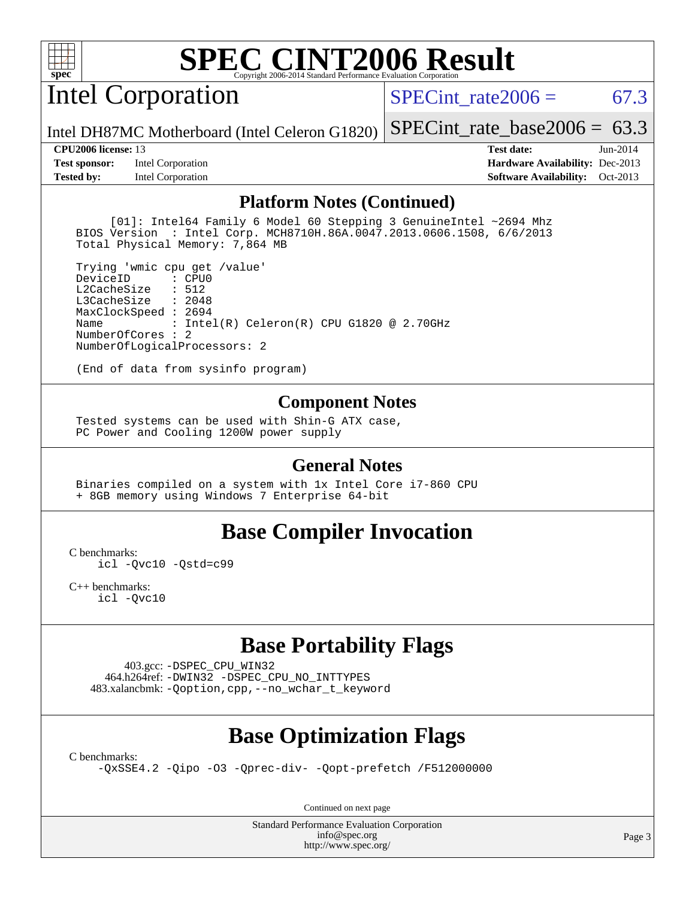# SPEC CINT2006 Result

## Intel Corporation

SPECint_rate2006 = 67.3

Intel DH87MC Motherboard (Intel Celeron G1820)

SPECint_rate_base2006 = 63.3

**CPU2006 license:** 13
**Test sponsor:** Intel Corporation
**Tested by:** Intel Corporation

**Test date:** Jun-2014
**Hardware Availability:** Dec-2013
**Software Availability:** Oct-2013

## Platform Notes (Continued)

```
      [01]: Intel64 Family 6 Model 60 Stepping 3 GenuineIntel ~2694 Mhz
  BIOS Version  : Intel Corp. MCH8710H.86A.0047.2013.0606.1508, 6/6/2013
  Total Physical Memory: 7,864 MB

  Trying 'wmic cpu get /value'
  DeviceID      : CPU0
  L2CacheSize   : 512
  L3CacheSize   : 2048
  MaxClockSpeed : 2694
  Name          : Intel(R) Celeron(R) CPU G1820 @ 2.70GHz
  NumberOfCores : 2
  NumberOfLogicalProcessors: 2

  (End of data from sysinfo program)
```

## Component Notes

```
  Tested systems can be used with Shin-G ATX case,
  PC Power and Cooling 1200W power supply
```

## General Notes

```
  Binaries compiled on a system with 1x Intel Core i7-860 CPU
  + 8GB memory using Windows 7 Enterprise 64-bit
```

## Base Compiler Invocation

C benchmarks:
    icl -Qvc10 -Qstd=c99

C++ benchmarks:
    icl -Qvc10

## Base Portability Flags

403.gcc: -DSPEC_CPU_WIN32
464.h264ref: -DWIN32 -DSPEC_CPU_NO_INTTYPES
483.xalancbmk: -Qoption,cpp,--no_wchar_t_keyword

## Base Optimization Flags

C benchmarks:
    -QxSSE4.2 -Qipo -O3 -Qprec-div- -Qopt-prefetch /F512000000

Continued on next page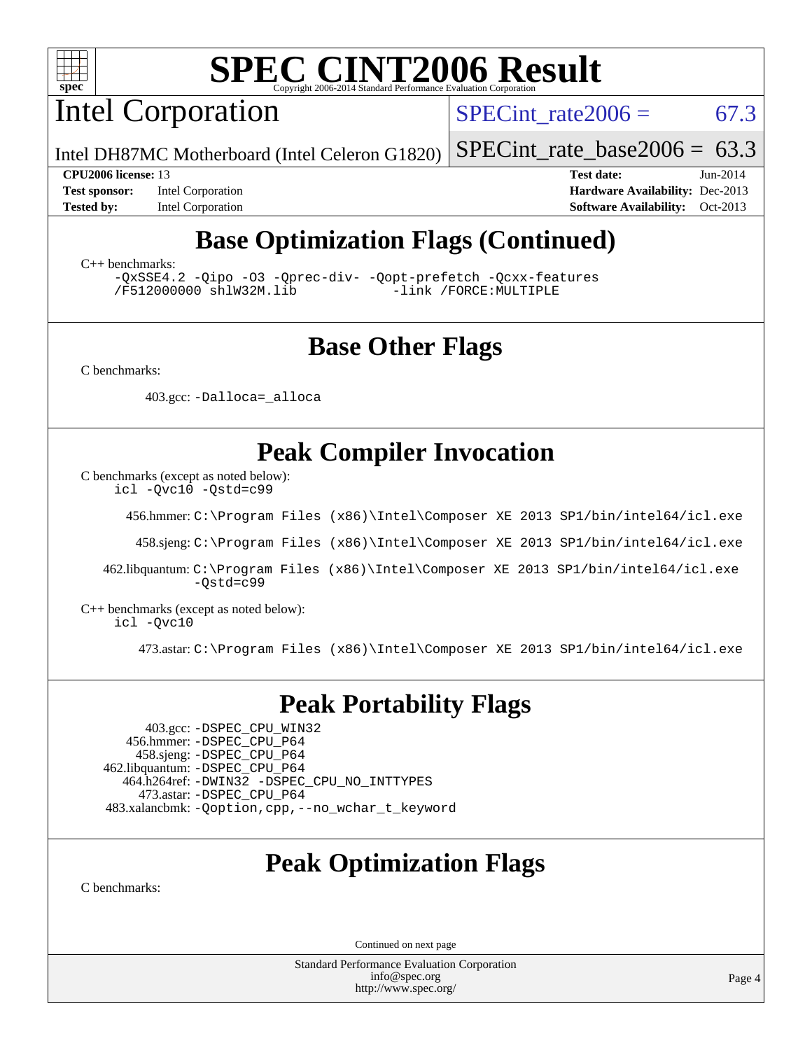# SPEC CINT2006 Result

Copyright 2006-2014 Standard Performance Evaluation Corporation

## Intel Corporation

Intel DH87MC Motherboard (Intel Celeron G1820)

SPECint_rate2006 = 67.3

SPECint_rate_base2006 = 63.3

**CPU2006 license:** 13
**Test sponsor:** Intel Corporation
**Tested by:** Intel Corporation

**Test date:** Jun-2014
**Hardware Availability:** Dec-2013
**Software Availability:** Oct-2013

## Base Optimization Flags (Continued)

C++ benchmarks:

```
-QxSSE4.2 -Qipo -O3 -Qprec-div- -Qopt-prefetch -Qcxx-features
/F512000000 shlW32M.lib            -link /FORCE:MULTIPLE
```

## Base Other Flags

C benchmarks:

403.gcc: `-Dalloca=_alloca`

## Peak Compiler Invocation

C benchmarks (except as noted below):

```
icl -Qvc10 -Qstd=c99
```

456.hmmer: `C:\Program Files (x86)\Intel\Composer XE 2013 SP1/bin/intel64/icl.exe`

458.sjeng: `C:\Program Files (x86)\Intel\Composer XE 2013 SP1/bin/intel64/icl.exe`

462.libquantum: `C:\Program Files (x86)\Intel\Composer XE 2013 SP1/bin/intel64/icl.exe -Qstd=c99`

C++ benchmarks (except as noted below):

```
icl -Qvc10
```

473.astar: `C:\Program Files (x86)\Intel\Composer XE 2013 SP1/bin/intel64/icl.exe`

## Peak Portability Flags

403.gcc: `-DSPEC_CPU_WIN32`
456.hmmer: `-DSPEC_CPU_P64`
458.sjeng: `-DSPEC_CPU_P64`
462.libquantum: `-DSPEC_CPU_P64`
464.h264ref: `-DWIN32 -DSPEC_CPU_NO_INTTYPES`
473.astar: `-DSPEC_CPU_P64`
483.xalancbmk: `-Qoption,cpp,--no_wchar_t_keyword`

## Peak Optimization Flags

C benchmarks:

Continued on next page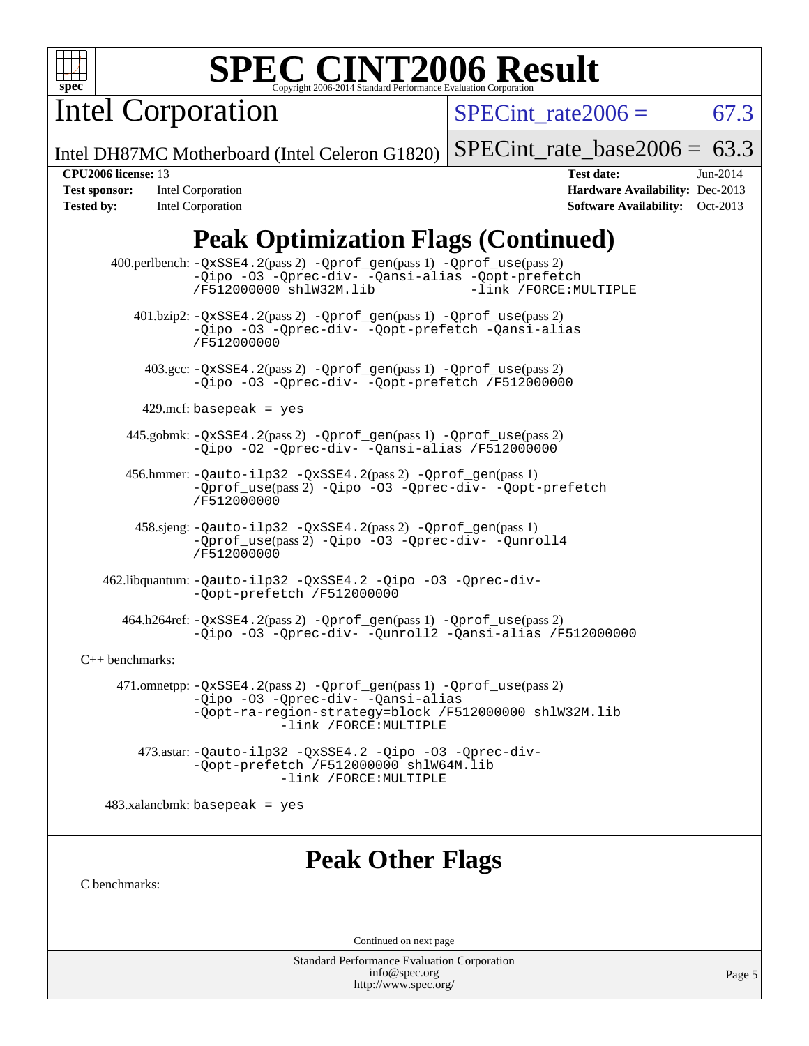# Intel Corporation

SPECint_rate2006 = 67.3

Intel DH87MC Motherboard (Intel Celeron G1820)

SPECint_rate_base2006 = 63.3

**CPU2006 license:** 13
**Test sponsor:** Intel Corporation
**Tested by:** Intel Corporation

**Test date:** Jun-2014
**Hardware Availability:** Dec-2013
**Software Availability:** Oct-2013

## Peak Optimization Flags (Continued)

400.perlbench: -QxSSE4.2(pass 2) -Qprof_gen(pass 1) -Qprof_use(pass 2) -Qipo -O3 -Qprec-div- -Qansi-alias -Qopt-prefetch /F512000000 shlW32M.lib -link /FORCE:MULTIPLE

401.bzip2: -QxSSE4.2(pass 2) -Qprof_gen(pass 1) -Qprof_use(pass 2) -Qipo -O3 -Qprec-div- -Qopt-prefetch -Qansi-alias /F512000000

403.gcc: -QxSSE4.2(pass 2) -Qprof_gen(pass 1) -Qprof_use(pass 2) -Qipo -O3 -Qprec-div- -Qopt-prefetch /F512000000

429.mcf: basepeak = yes

445.gobmk: -QxSSE4.2(pass 2) -Qprof_gen(pass 1) -Qprof_use(pass 2) -Qipo -O2 -Qprec-div- -Qansi-alias /F512000000

456.hmmer: -Qauto-ilp32 -QxSSE4.2(pass 2) -Qprof_gen(pass 1) -Qprof_use(pass 2) -Qipo -O3 -Qprec-div- -Qopt-prefetch /F512000000

458.sjeng: -Qauto-ilp32 -QxSSE4.2(pass 2) -Qprof_gen(pass 1) -Qprof_use(pass 2) -Qipo -O3 -Qprec-div- -Qunroll4 /F512000000

462.libquantum: -Qauto-ilp32 -QxSSE4.2 -Qipo -O3 -Qprec-div- -Qopt-prefetch /F512000000

464.h264ref: -QxSSE4.2(pass 2) -Qprof_gen(pass 1) -Qprof_use(pass 2) -Qipo -O3 -Qprec-div- -Qunroll2 -Qansi-alias /F512000000

C++ benchmarks:

471.omnetpp: -QxSSE4.2(pass 2) -Qprof_gen(pass 1) -Qprof_use(pass 2) -Qipo -O3 -Qprec-div- -Qansi-alias -Qopt-ra-region-strategy=block /F512000000 shlW32M.lib -link /FORCE:MULTIPLE

473.astar: -Qauto-ilp32 -QxSSE4.2 -Qipo -O3 -Qprec-div- -Qopt-prefetch /F512000000 shlW64M.lib -link /FORCE:MULTIPLE

483.xalancbmk: basepeak = yes

## Peak Other Flags

C benchmarks:

Continued on next page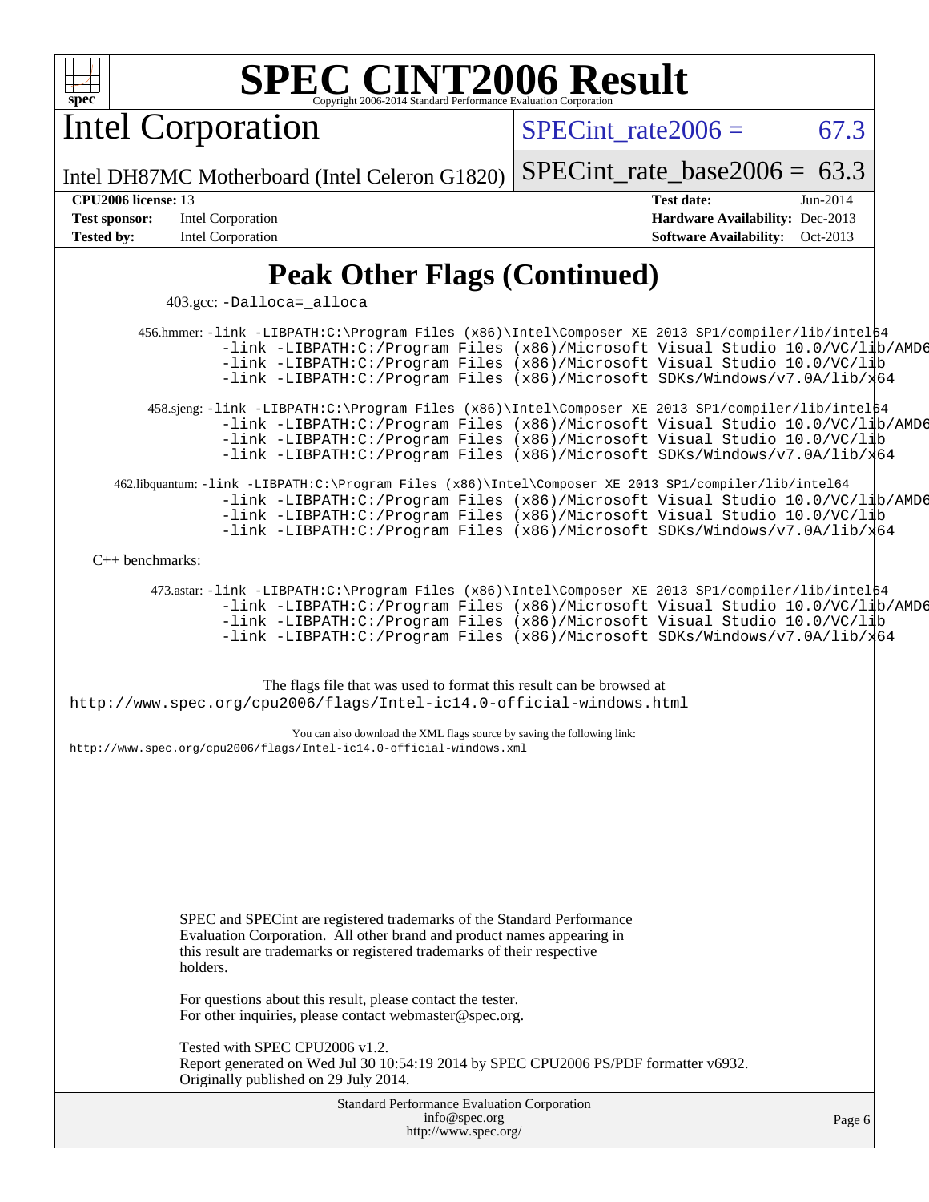# SPEC CINT2006 Result

Copyright 2006-2014 Standard Performance Evaluation Corporation

## Intel Corporation

Intel DH87MC Motherboard (Intel Celeron G1820)

SPECint_rate2006 = 67.3

SPECint_rate_base2006 = 63.3

**CPU2006 license:** 13
**Test sponsor:** Intel Corporation
**Tested by:** Intel Corporation

**Test date:** Jun-2014
**Hardware Availability:** Dec-2013
**Software Availability:** Oct-2013

## Peak Other Flags (Continued)

403.gcc: -Dalloca=_alloca

456.hmmer:
```
-link -LIBPATH:C:\Program Files (x86)\Intel\Composer XE 2013 SP1/compiler/lib/intel64
-link -LIBPATH:C:/Program Files (x86)/Microsoft Visual Studio 10.0/VC/lib/AMD64
-link -LIBPATH:C:/Program Files (x86)/Microsoft Visual Studio 10.0/VC/lib
-link -LIBPATH:C:/Program Files (x86)/Microsoft SDKs/Windows/v7.0A/lib/x64
```

458.sjeng:
```
-link -LIBPATH:C:\Program Files (x86)\Intel\Composer XE 2013 SP1/compiler/lib/intel64
-link -LIBPATH:C:/Program Files (x86)/Microsoft Visual Studio 10.0/VC/lib/AMD64
-link -LIBPATH:C:/Program Files (x86)/Microsoft Visual Studio 10.0/VC/lib
-link -LIBPATH:C:/Program Files (x86)/Microsoft SDKs/Windows/v7.0A/lib/x64
```

462.libquantum:
```
-link -LIBPATH:C:\Program Files (x86)\Intel\Composer XE 2013 SP1/compiler/lib/intel64
-link -LIBPATH:C:/Program Files (x86)/Microsoft Visual Studio 10.0/VC/lib/AMD64
-link -LIBPATH:C:/Program Files (x86)/Microsoft Visual Studio 10.0/VC/lib
-link -LIBPATH:C:/Program Files (x86)/Microsoft SDKs/Windows/v7.0A/lib/x64
```

C++ benchmarks:

473.astar:
```
-link -LIBPATH:C:\Program Files (x86)\Intel\Composer XE 2013 SP1/compiler/lib/intel64
-link -LIBPATH:C:/Program Files (x86)/Microsoft Visual Studio 10.0/VC/lib/AMD64
-link -LIBPATH:C:/Program Files (x86)/Microsoft Visual Studio 10.0/VC/lib
-link -LIBPATH:C:/Program Files (x86)/Microsoft SDKs/Windows/v7.0A/lib/x64
```

The flags file that was used to format this result can be browsed at
http://www.spec.org/cpu2006/flags/Intel-ic14.0-official-windows.html

You can also download the XML flags source by saving the following link:
http://www.spec.org/cpu2006/flags/Intel-ic14.0-official-windows.xml

SPEC and SPECint are registered trademarks of the Standard Performance Evaluation Corporation. All other brand and product names appearing in this result are trademarks or registered trademarks of their respective holders.

For questions about this result, please contact the tester.
For other inquiries, please contact webmaster@spec.org.

Tested with SPEC CPU2006 v1.2.
Report generated on Wed Jul 30 10:54:19 2014 by SPEC CPU2006 PS/PDF formatter v6932.
Originally published on 29 July 2014.

Standard Performance Evaluation Corporation
info@spec.org
http://www.spec.org/